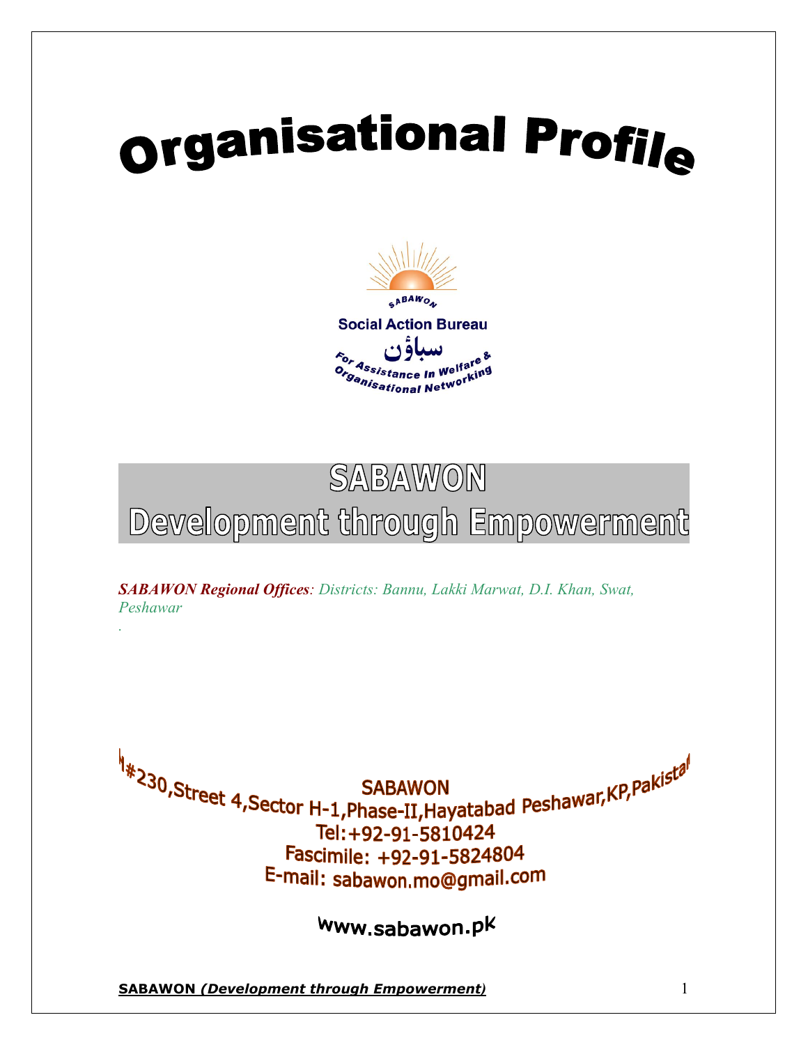# Organisational Profile

SABAWON

Social Action Bureau

سباؤن

For Assistance In Welfare & Organisational Networking

## SABAWON
## Development through Empowerment

***SABAWON Regional Offices**: Districts: Bannu, Lakki Marwat, D.I. Khan, Swat, Peshawar*

H#230,Street 4,Sector H-1,Phase-II,Hayatabad Peshawar,KP,Pakistan

SABAWON

Tel:+92-91-5810424

Fascimile: +92-91-5824804

E-mail: sabawon.mo@gmail.com

www.sabawon.pk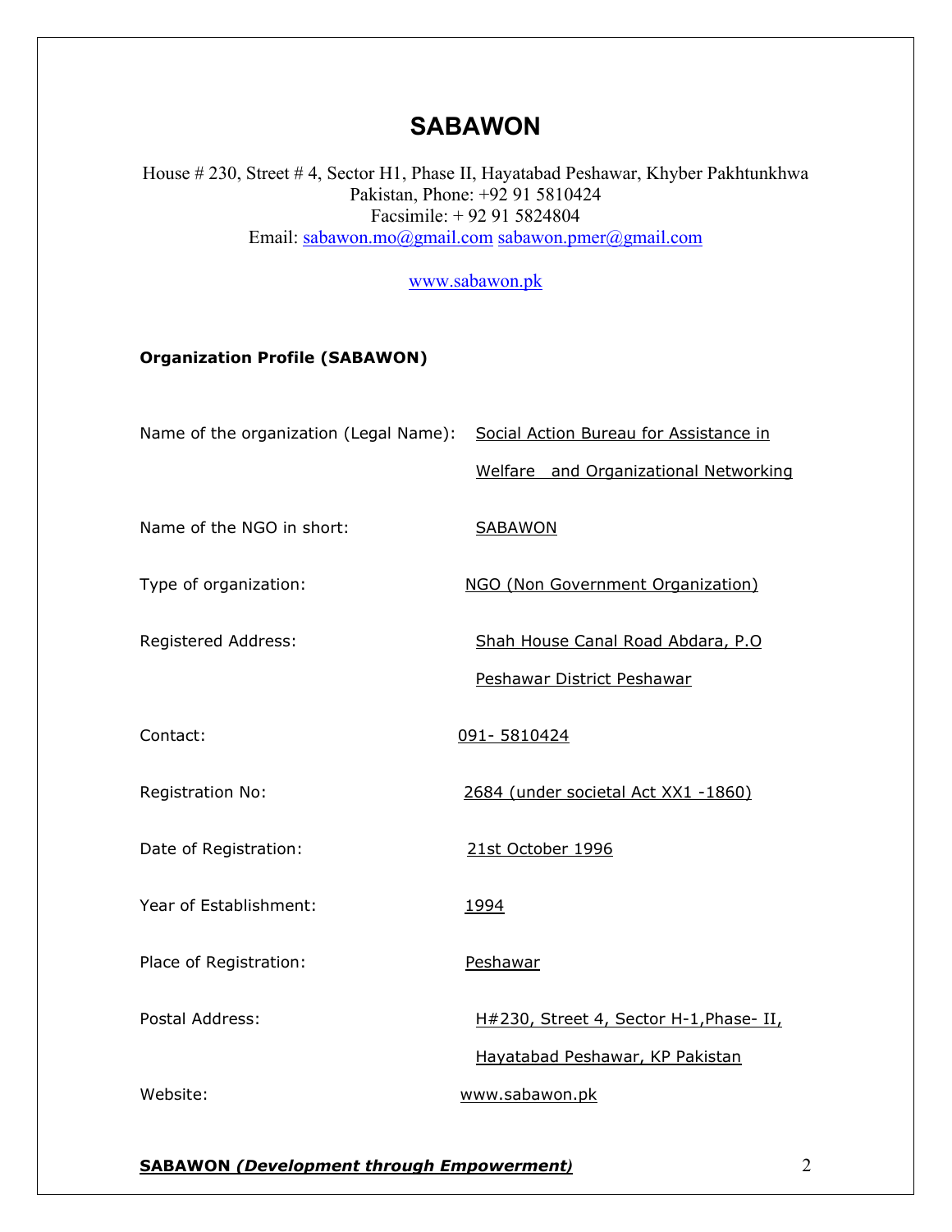# SABAWON

House # 230, Street # 4, Sector H1, Phase II, Hayatabad Peshawar, Khyber Pakhtunkhwa Pakistan, Phone: +92 91 5810424
Facsimile: + 92 91 5824804
Email: sabawon.mo@gmail.com sabawon.pmer@gmail.com

www.sabawon.pk

**Organization Profile (SABAWON)**

| | |
|---|---|
| Name of the organization (Legal Name): | Social Action Bureau for Assistance in Welfare and Organizational Networking |
| Name of the NGO in short: | SABAWON |
| Type of organization: | NGO (Non Government Organization) |
| Registered Address: | Shah House Canal Road Abdara, P.O Peshawar District Peshawar |
| Contact: | 091- 5810424 |
| Registration No: | 2684 (under societal Act XX1 -1860) |
| Date of Registration: | 21st October 1996 |
| Year of Establishment: | 1994 |
| Place of Registration: | Peshawar |
| Postal Address: | H#230, Street 4, Sector H-1,Phase- II, Hayatabad Peshawar, KP Pakistan |
| Website: | www.sabawon.pk |

**SABAWON *(Development through Empowerment)***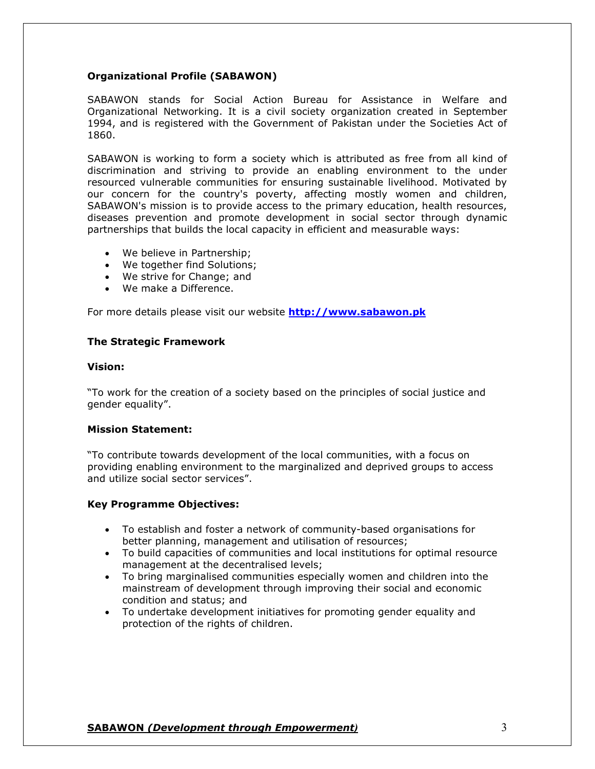## Organizational Profile (SABAWON)

SABAWON stands for Social Action Bureau for Assistance in Welfare and Organizational Networking. It is a civil society organization created in September 1994, and is registered with the Government of Pakistan under the Societies Act of 1860.

SABAWON is working to form a society which is attributed as free from all kind of discrimination and striving to provide an enabling environment to the under resourced vulnerable communities for ensuring sustainable livelihood. Motivated by our concern for the country's poverty, affecting mostly women and children, SABAWON's mission is to provide access to the primary education, health resources, diseases prevention and promote development in social sector through dynamic partnerships that builds the local capacity in efficient and measurable ways:

- We believe in Partnership;
- We together find Solutions;
- We strive for Change; and
- We make a Difference.

For more details please visit our website **http://www.sabawon.pk**

## The Strategic Framework

### Vision:

"To work for the creation of a society based on the principles of social justice and gender equality".

### Mission Statement:

"To contribute towards development of the local communities, with a focus on providing enabling environment to the marginalized and deprived groups to access and utilize social sector services".

### Key Programme Objectives:

- To establish and foster a network of community-based organisations for better planning, management and utilisation of resources;
- To build capacities of communities and local institutions for optimal resource management at the decentralised levels;
- To bring marginalised communities especially women and children into the mainstream of development through improving their social and economic condition and status; and
- To undertake development initiatives for promoting gender equality and protection of the rights of children.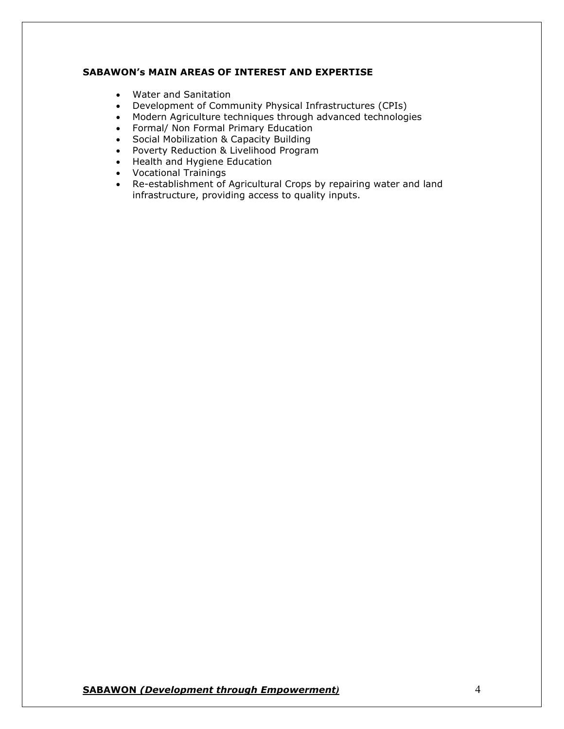## SABAWON's MAIN AREAS OF INTEREST AND EXPERTISE

- Water and Sanitation
- Development of Community Physical Infrastructures (CPIs)
- Modern Agriculture techniques through advanced technologies
- Formal/ Non Formal Primary Education
- Social Mobilization & Capacity Building
- Poverty Reduction & Livelihood Program
- Health and Hygiene Education
- Vocational Trainings
- Re-establishment of Agricultural Crops by repairing water and land infrastructure, providing access to quality inputs.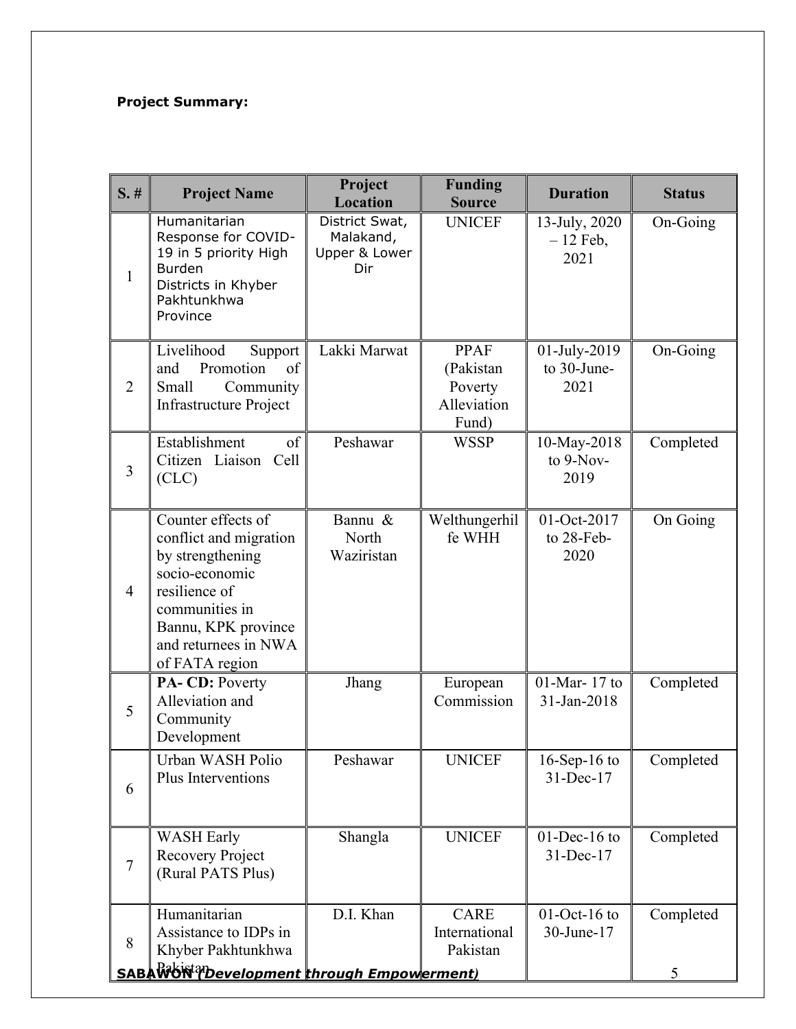**Project Summary:**

| S. # | Project Name | Project Location | Funding Source | Duration | Status |
|---|---|---|---|---|---|
| 1 | Humanitarian Response for COVID-19 in 5 priority High Burden Districts in Khyber Pakhtunkhwa Province | District Swat, Malakand, Upper & Lower Dir | UNICEF | 13-July, 2020 – 12 Feb, 2021 | On-Going |
| 2 | Livelihood Support and Promotion of Small Community Infrastructure Project | Lakki Marwat | PPAF (Pakistan Poverty Alleviation Fund) | 01-July-2019 to 30-June-2021 | On-Going |
| 3 | Establishment of Citizen Liaison Cell (CLC) | Peshawar | WSSP | 10-May-2018 to 9-Nov-2019 | Completed |
| 4 | Counter effects of conflict and migration by strengthening socio-economic resilience of communities in Bannu, KPK province and returnees in NWA of FATA region | Bannu & North Waziristan | Welthungerhilfe WHH | 01-Oct-2017 to 28-Feb-2020 | On Going |
| 5 | **PA- CD:** Poverty Alleviation and Community Development | Jhang | European Commission | 01-Mar- 17 to 31-Jan-2018 | Completed |
| 6 | Urban WASH Polio Plus Interventions | Peshawar | UNICEF | 16-Sep-16 to 31-Dec-17 | Completed |
| 7 | WASH Early Recovery Project (Rural PATS Plus) | Shangla | UNICEF | 01-Dec-16 to 31-Dec-17 | Completed |
| 8 | Humanitarian Assistance to IDPs in Khyber Pakhtunkhwa Pakistan | D.I. Khan | CARE International Pakistan | 01-Oct-16 to 30-June-17 | Completed |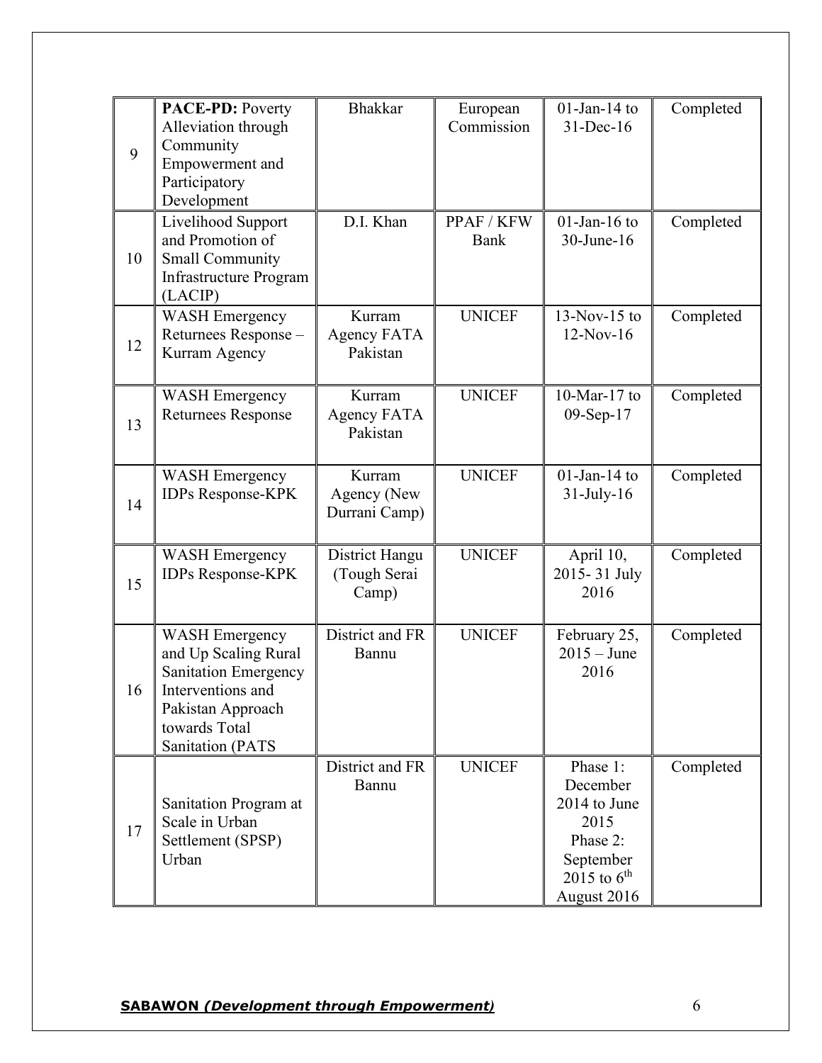| 9 | **PACE-PD:** Poverty Alleviation through Community Empowerment and Participatory Development | Bhakkar | European Commission | 01-Jan-14 to 31-Dec-16 | Completed |
|---|---|---|---|---|---|
| 10 | Livelihood Support and Promotion of Small Community Infrastructure Program (LACIP) | D.I. Khan | PPAF / KFW Bank | 01-Jan-16 to 30-June-16 | Completed |
| 12 | WASH Emergency Returnees Response – Kurram Agency | Kurram Agency FATA Pakistan | UNICEF | 13-Nov-15 to 12-Nov-16 | Completed |
| 13 | WASH Emergency Returnees Response | Kurram Agency FATA Pakistan | UNICEF | 10-Mar-17 to 09-Sep-17 | Completed |
| 14 | WASH Emergency IDPs Response-KPK | Kurram Agency (New Durrani Camp) | UNICEF | 01-Jan-14 to 31-July-16 | Completed |
| 15 | WASH Emergency IDPs Response-KPK | District Hangu (Tough Serai Camp) | UNICEF | April 10, 2015- 31 July 2016 | Completed |
| 16 | WASH Emergency and Up Scaling Rural Sanitation Emergency Interventions and Pakistan Approach towards Total Sanitation (PATS | District and FR Bannu | UNICEF | February 25, 2015 – June 2016 | Completed |
| 17 | Sanitation Program at Scale in Urban Settlement (SPSP) Urban | District and FR Bannu | UNICEF | Phase 1: December 2014 to June 2015 Phase 2: September 2015 to 6th August 2016 | Completed |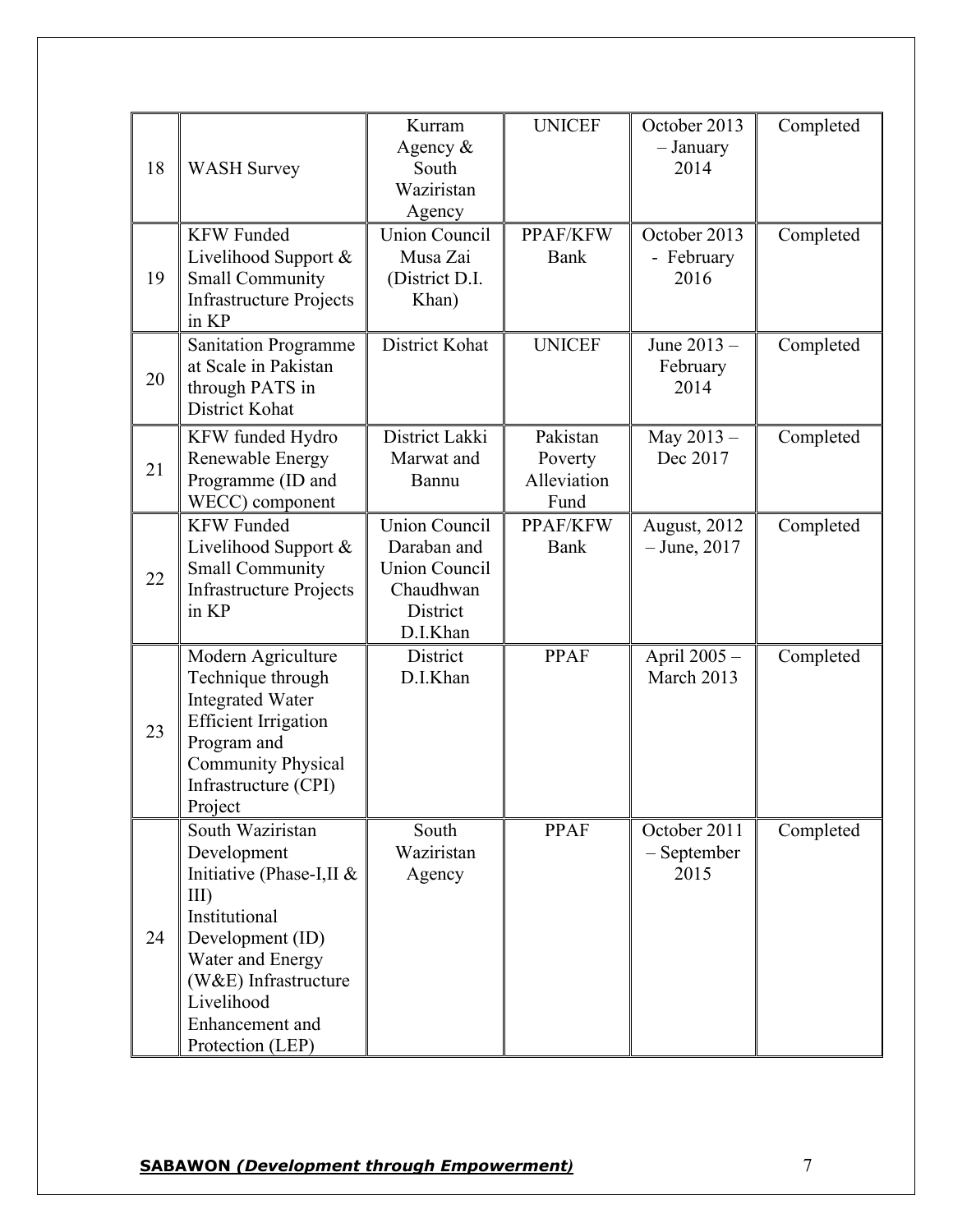| 18 | WASH Survey | Kurram Agency & South Waziristan Agency | UNICEF | October 2013 – January 2014 | Completed |
|---|---|---|---|---|---|
| 19 | KFW Funded Livelihood Support & Small Community Infrastructure Projects in KP | Union Council Musa Zai (District D.I. Khan) | PPAF/KFW Bank | October 2013 - February 2016 | Completed |
| 20 | Sanitation Programme at Scale in Pakistan through PATS in District Kohat | District Kohat | UNICEF | June 2013 – February 2014 | Completed |
| 21 | KFW funded Hydro Renewable Energy Programme (ID and WECC) component | District Lakki Marwat and Bannu | Pakistan Poverty Alleviation Fund | May 2013 – Dec 2017 | Completed |
| 22 | KFW Funded Livelihood Support & Small Community Infrastructure Projects in KP | Union Council Daraban and Union Council Chaudhwan District D.I.Khan | PPAF/KFW Bank | August, 2012 – June, 2017 | Completed |
| 23 | Modern Agriculture Technique through Integrated Water Efficient Irrigation Program and Community Physical Infrastructure (CPI) Project | District D.I.Khan | PPAF | April 2005 – March 2013 | Completed |
| 24 | South Waziristan Development Initiative (Phase-I,II & III) Institutional Development (ID) Water and Energy (W&E) Infrastructure Livelihood Enhancement and Protection (LEP) | South Waziristan Agency | PPAF | October 2011 – September 2015 | Completed |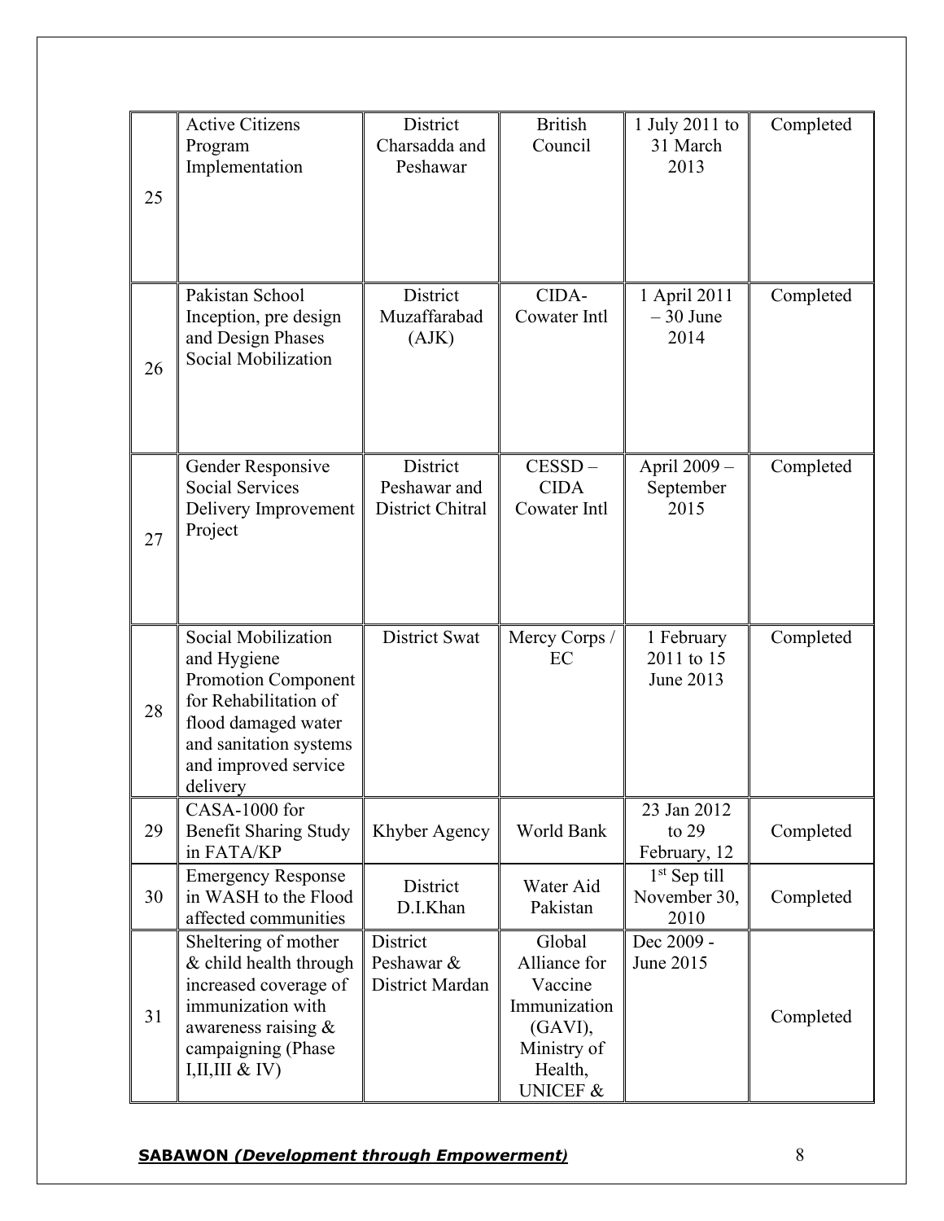| | | | | | |
|---|---|---|---|---|---|
| 25 | Active Citizens Program Implementation | District Charsadda and Peshawar | British Council | 1 July 2011 to 31 March 2013 | Completed |
| 26 | Pakistan School Inception, pre design and Design Phases Social Mobilization | District Muzaffarabad (AJK) | CIDA-Cowater Intl | 1 April 2011 – 30 June 2014 | Completed |
| 27 | Gender Responsive Social Services Delivery Improvement Project | District Peshawar and District Chitral | CESSD – CIDA Cowater Intl | April 2009 – September 2015 | Completed |
| 28 | Social Mobilization and Hygiene Promotion Component for Rehabilitation of flood damaged water and sanitation systems and improved service delivery | District Swat | Mercy Corps / EC | 1 February 2011 to 15 June 2013 | Completed |
| 29 | CASA-1000 for Benefit Sharing Study in FATA/KP | Khyber Agency | World Bank | 23 Jan 2012 to 29 February, 12 | Completed |
| 30 | Emergency Response in WASH to the Flood affected communities | District D.I.Khan | Water Aid Pakistan | 1st Sep till November 30, 2010 | Completed |
| 31 | Sheltering of mother & child health through increased coverage of immunization with awareness raising & campaigning (Phase I,II,III & IV) | District Peshawar & District Mardan | Global Alliance for Vaccine Immunization (GAVI), Ministry of Health, UNICEF & | Dec 2009 - June 2015 | Completed |

**SABAWON *(Development through Empowerment)***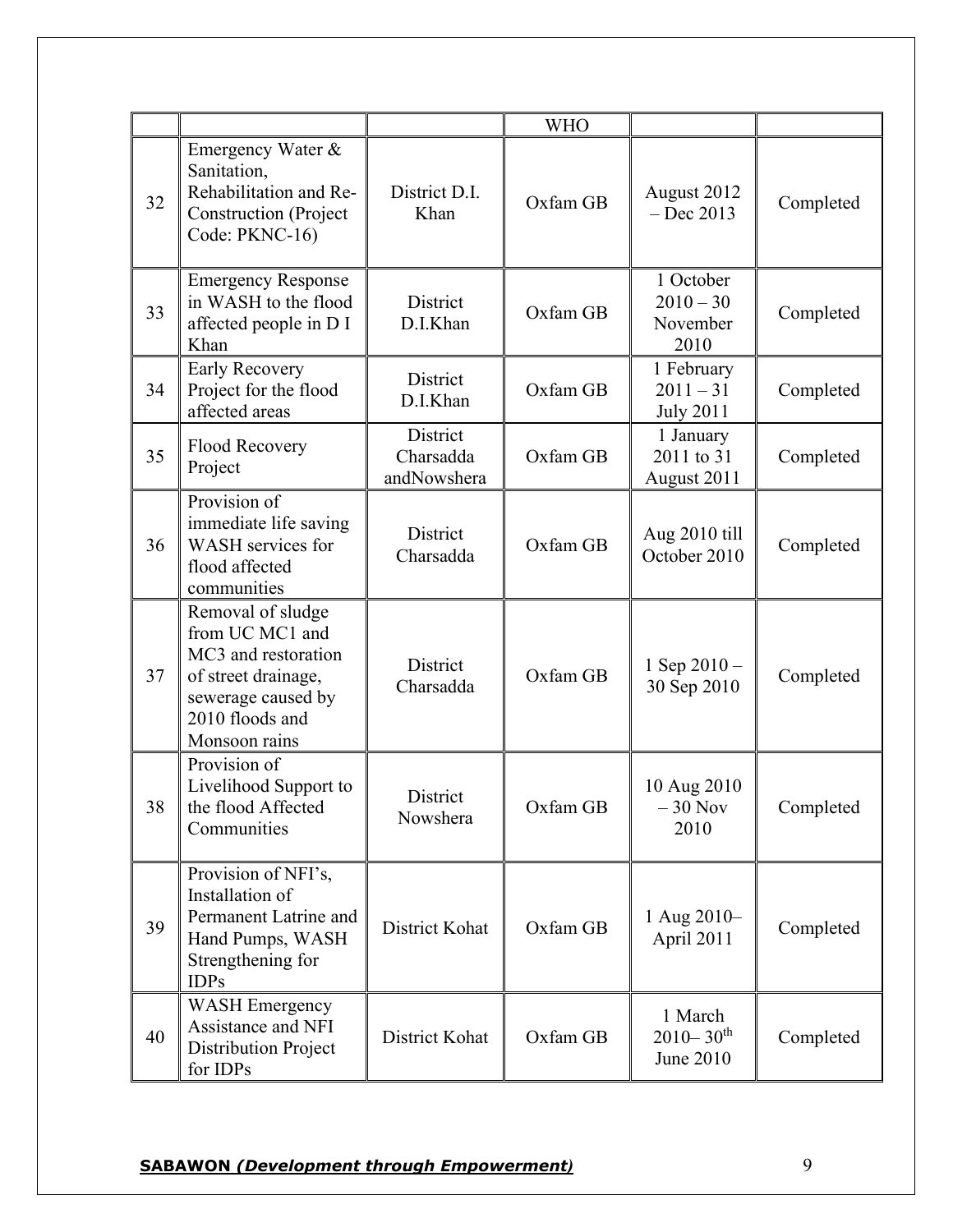| | | | WHO | | |
|---|---|---|---|---|---|
| 32 | Emergency Water & Sanitation, Rehabilitation and Re-Construction (Project Code: PKNC-16) | District D.I. Khan | Oxfam GB | August 2012 – Dec 2013 | Completed |
| 33 | Emergency Response in WASH to the flood affected people in D I Khan | District D.I.Khan | Oxfam GB | 1 October 2010 – 30 November 2010 | Completed |
| 34 | Early Recovery Project for the flood affected areas | District D.I.Khan | Oxfam GB | 1 February 2011 – 31 July 2011 | Completed |
| 35 | Flood Recovery Project | District Charsadda andNowshera | Oxfam GB | 1 January 2011 to 31 August 2011 | Completed |
| 36 | Provision of immediate life saving WASH services for flood affected communities | District Charsadda | Oxfam GB | Aug 2010 till October 2010 | Completed |
| 37 | Removal of sludge from UC MC1 and MC3 and restoration of street drainage, sewerage caused by 2010 floods and Monsoon rains | District Charsadda | Oxfam GB | 1 Sep 2010 – 30 Sep 2010 | Completed |
| 38 | Provision of Livelihood Support to the flood Affected Communities | District Nowshera | Oxfam GB | 10 Aug 2010 – 30 Nov 2010 | Completed |
| 39 | Provision of NFI's, Installation of Permanent Latrine and Hand Pumps, WASH Strengthening for IDPs | District Kohat | Oxfam GB | 1 Aug 2010– April 2011 | Completed |
| 40 | WASH Emergency Assistance and NFI Distribution Project for IDPs | District Kohat | Oxfam GB | 1 March 2010– 30th June 2010 | Completed |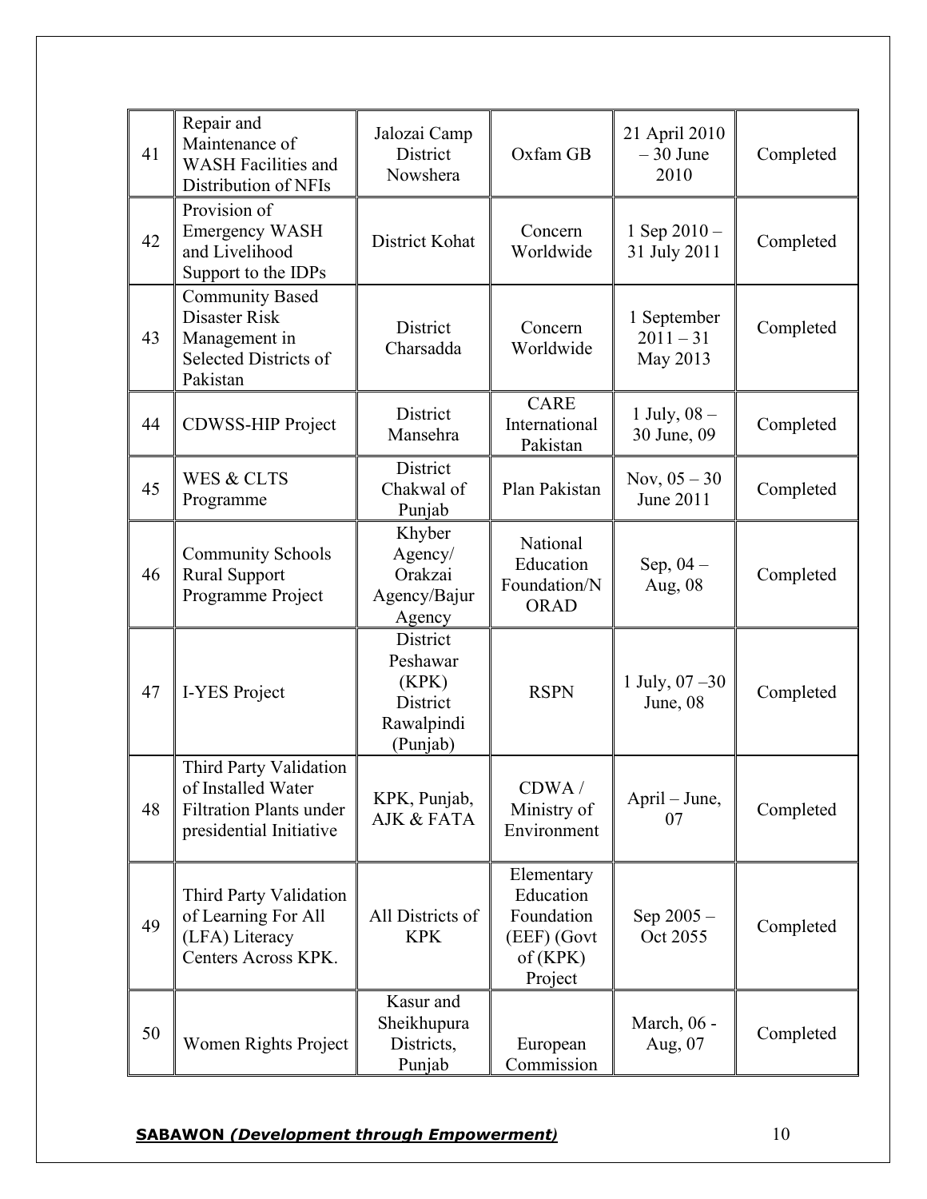| 41 | Repair and Maintenance of WASH Facilities and Distribution of NFIs | Jalozai Camp District Nowshera | Oxfam GB | 21 April 2010 – 30 June 2010 | Completed |
|---|---|---|---|---|---|
| 42 | Provision of Emergency WASH and Livelihood Support to the IDPs | District Kohat | Concern Worldwide | 1 Sep 2010 – 31 July 2011 | Completed |
| 43 | Community Based Disaster Risk Management in Selected Districts of Pakistan | District Charsadda | Concern Worldwide | 1 September 2011 – 31 May 2013 | Completed |
| 44 | CDWSS-HIP Project | District Mansehra | CARE International Pakistan | 1 July, 08 – 30 June, 09 | Completed |
| 45 | WES & CLTS Programme | District Chakwal of Punjab | Plan Pakistan | Nov, 05 – 30 June 2011 | Completed |
| 46 | Community Schools Rural Support Programme Project | Khyber Agency/ Orakzai Agency/Bajur Agency | National Education Foundation/NORAD | Sep, 04 – Aug, 08 | Completed |
| 47 | I-YES Project | District Peshawar (KPK) District Rawalpindi (Punjab) | RSPN | 1 July, 07 –30 June, 08 | Completed |
| 48 | Third Party Validation of Installed Water Filtration Plants under presidential Initiative | KPK, Punjab, AJK & FATA | CDWA / Ministry of Environment | April – June, 07 | Completed |
| 49 | Third Party Validation of Learning For All (LFA) Literacy Centers Across KPK. | All Districts of KPK | Elementary Education Foundation (EEF) (Govt of (KPK) Project | Sep 2005 – Oct 2055 | Completed |
| 50 | Women Rights Project | Kasur and Sheikhupura Districts, Punjab | European Commission | March, 06 - Aug, 07 | Completed |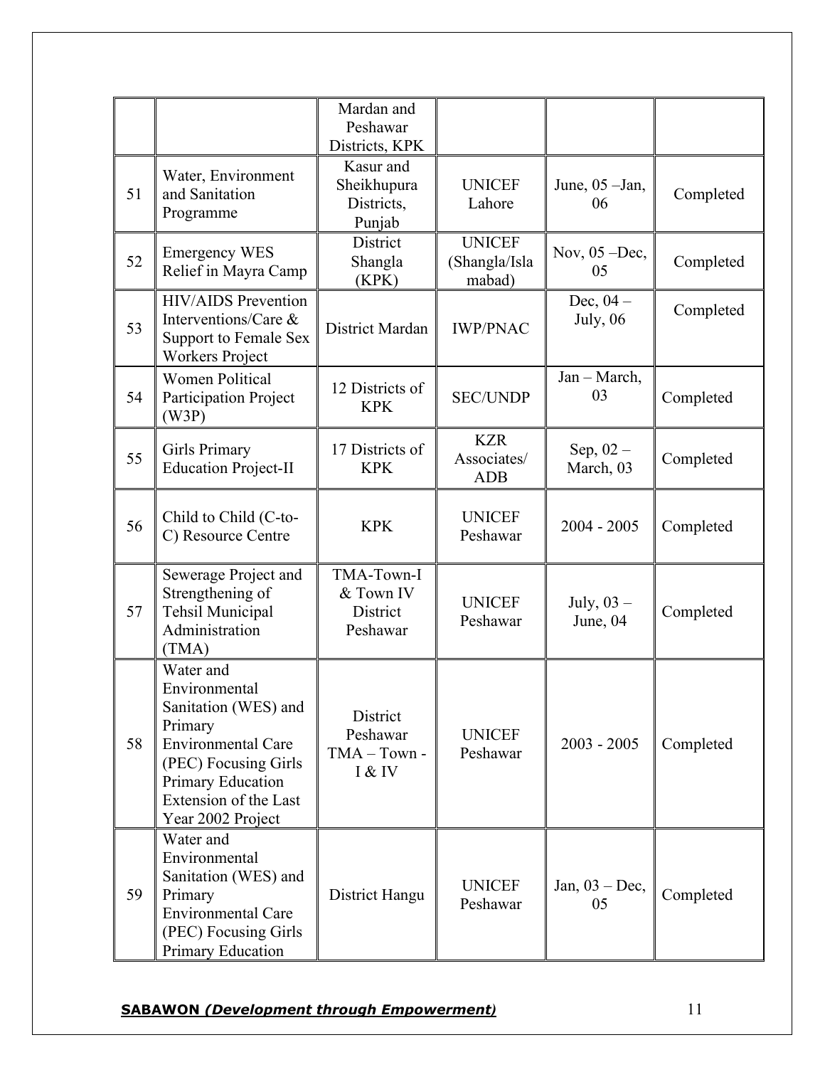| | | Mardan and Peshawar Districts, KPK | | | |
|---|---|---|---|---|---|
| 51 | Water, Environment and Sanitation Programme | Kasur and Sheikhupura Districts, Punjab | UNICEF Lahore | June, 05 –Jan, 06 | Completed |
| 52 | Emergency WES Relief in Mayra Camp | District Shangla (KPK) | UNICEF (Shangla/Islamabad) | Nov, 05 –Dec, 05 | Completed |
| 53 | HIV/AIDS Prevention Interventions/Care & Support to Female Sex Workers Project | District Mardan | IWP/PNAC | Dec, 04 – July, 06 | Completed |
| 54 | Women Political Participation Project (W3P) | 12 Districts of KPK | SEC/UNDP | Jan – March, 03 | Completed |
| 55 | Girls Primary Education Project-II | 17 Districts of KPK | KZR Associates/ ADB | Sep, 02 – March, 03 | Completed |
| 56 | Child to Child (C-to-C) Resource Centre | KPK | UNICEF Peshawar | 2004 - 2005 | Completed |
| 57 | Sewerage Project and Strengthening of Tehsil Municipal Administration (TMA) | TMA-Town-I & Town IV District Peshawar | UNICEF Peshawar | July, 03 – June, 04 | Completed |
| 58 | Water and Environmental Sanitation (WES) and Primary Environmental Care (PEC) Focusing Girls Primary Education Extension of the Last Year 2002 Project | District Peshawar TMA – Town - I & IV | UNICEF Peshawar | 2003 - 2005 | Completed |
| 59 | Water and Environmental Sanitation (WES) and Primary Environmental Care (PEC) Focusing Girls Primary Education | District Hangu | UNICEF Peshawar | Jan, 03 – Dec, 05 | Completed |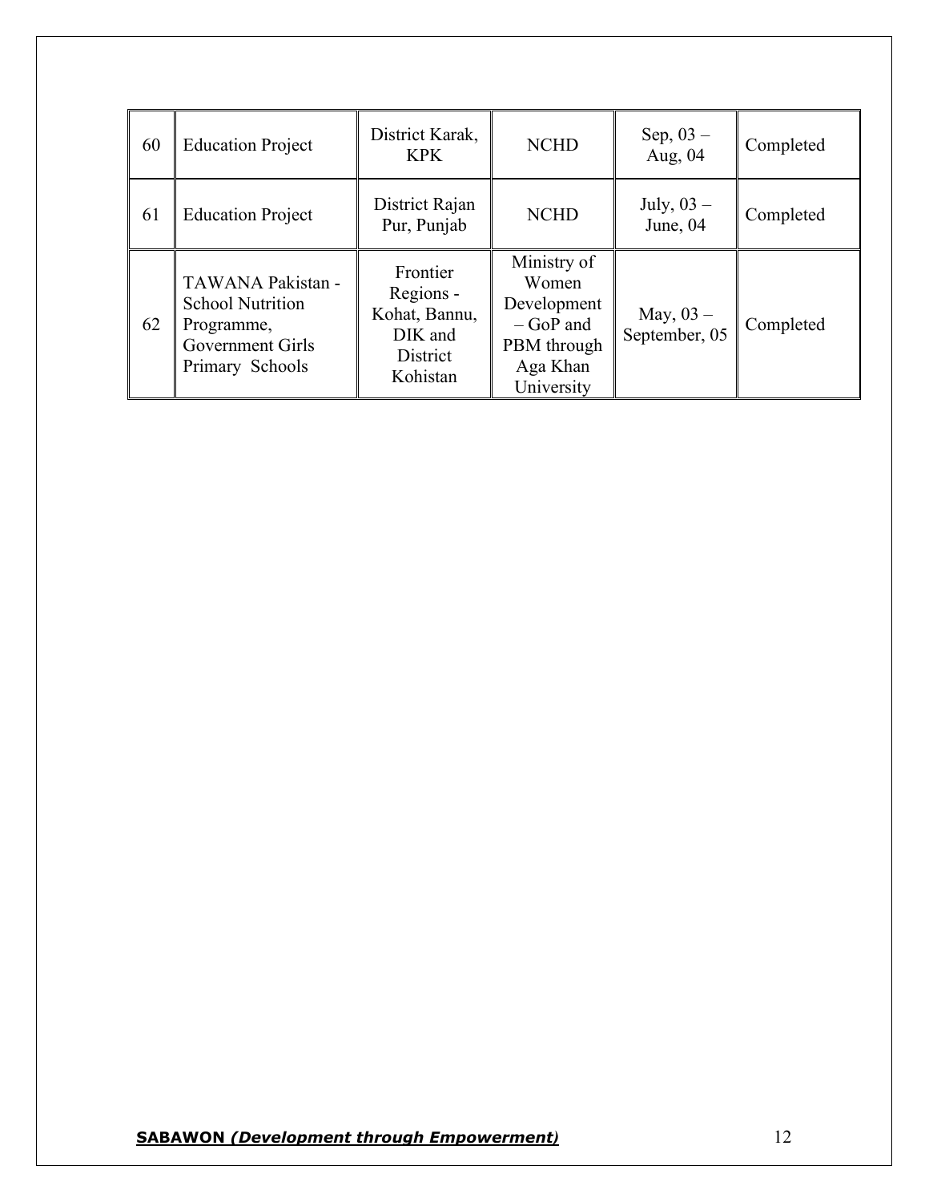| | | | | | |
|---|---|---|---|---|---|
| 60 | Education Project | District Karak, KPK | NCHD | Sep, 03 – Aug, 04 | Completed |
| 61 | Education Project | District Rajan Pur, Punjab | NCHD | July, 03 – June, 04 | Completed |
| 62 | TAWANA Pakistan - School Nutrition Programme, Government Girls Primary Schools | Frontier Regions - Kohat, Bannu, DIK and District Kohistan | Ministry of Women Development – GoP and PBM through Aga Khan University | May, 03 – September, 05 | Completed |